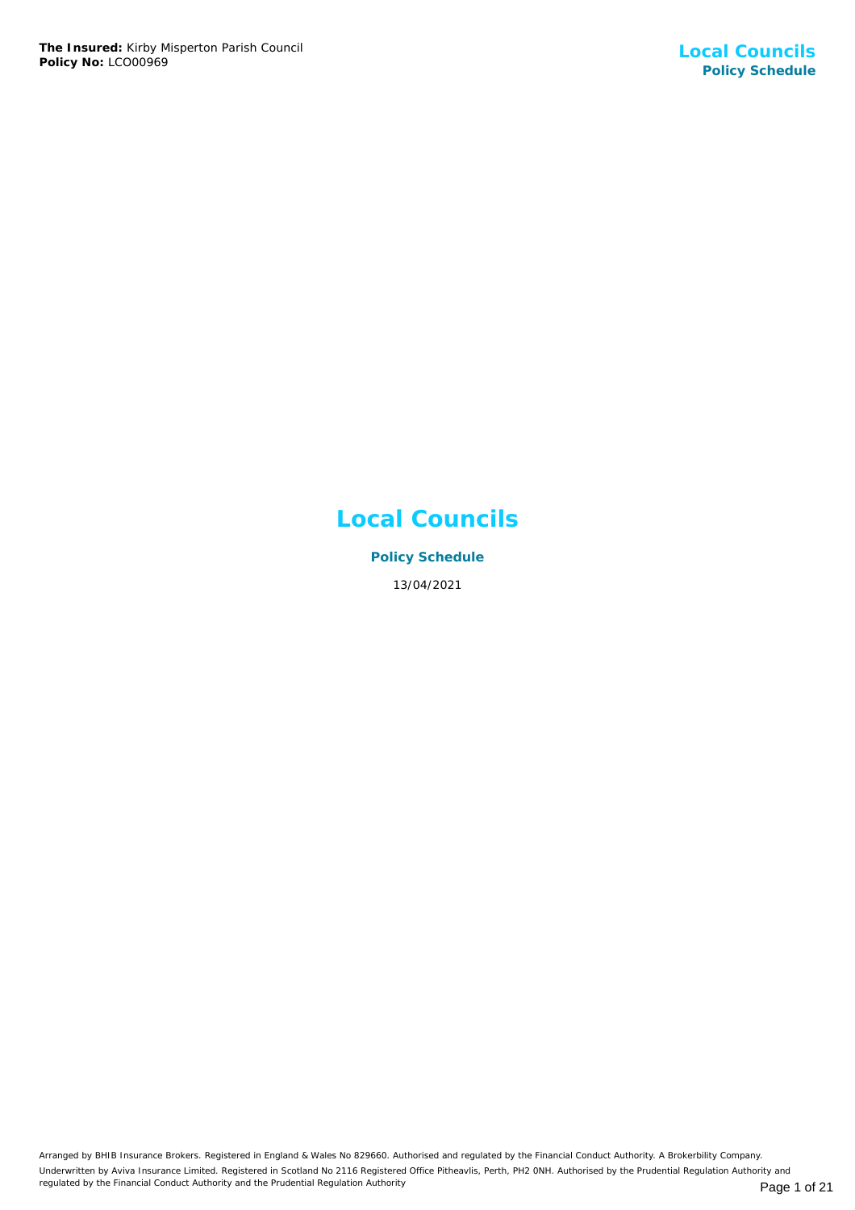# Local Councils

**Policy Schedule**

13/04/2021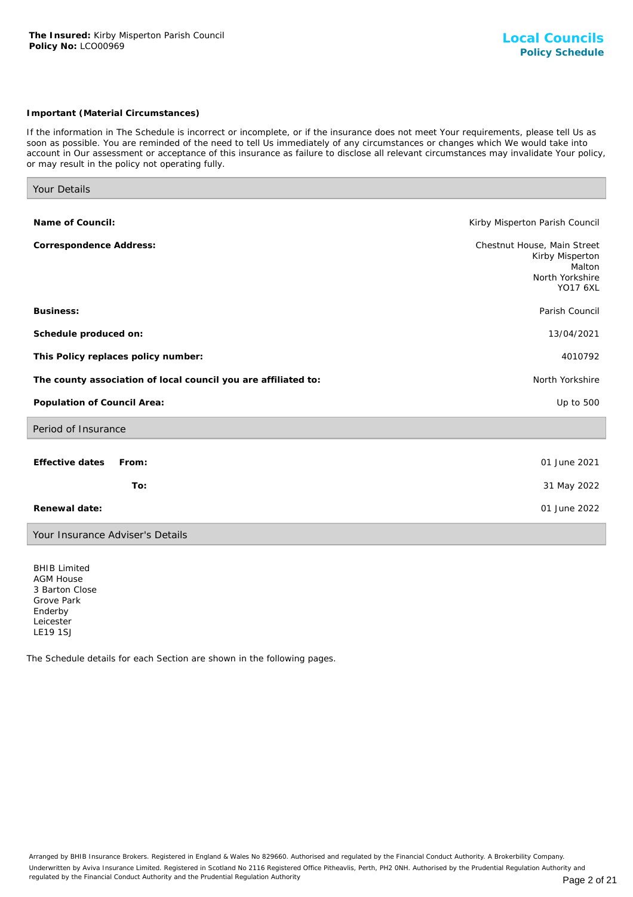**The Insured:** Kirby Misperton Parish Council
**Policy No:** LCO00969

# Local Councils
## Policy Schedule

**Important (Material Circumstances)**

If the information in The Schedule is incorrect or incomplete, or if the insurance does not meet Your requirements, please tell Us as soon as possible. You are reminded of the need to tell Us immediately of any circumstances or changes which We would take into account in Our assessment or acceptance of this insurance as failure to disclose all relevant circumstances may invalidate Your policy, or may result in the policy not operating fully.

### Your Details

| | |
|---|---|
| **Name of Council:** | Kirby Misperton Parish Council |
| **Correspondence Address:** | Chestnut House, Main Street<br>Kirby Misperton<br>Malton<br>North Yorkshire<br>YO17 6XL |
| **Business:** | Parish Council |
| **Schedule produced on:** | 13/04/2021 |
| **This Policy replaces policy number:** | 4010792 |
| **The county association of local council you are affiliated to:** | North Yorkshire |
| **Population of Council Area:** | Up to 500 |

### Period of Insurance

| | | |
|---|---|---|
| **Effective dates** | **From:** | 01 June 2021 |
| | **To:** | 31 May 2022 |
| **Renewal date:** | | 01 June 2022 |

### Your Insurance Adviser's Details

BHIB Limited
AGM House
3 Barton Close
Grove Park
Enderby
Leicester
LE19 1SJ

The Schedule details for each Section are shown in the following pages.

Arranged by BHIB Insurance Brokers. Registered in England & Wales No 829660. Authorised and regulated by the Financial Conduct Authority. A Brokerbility Company.
Underwritten by Aviva Insurance Limited. Registered in Scotland No 2116 Registered Office Pitheavlis, Perth, PH2 0NH. Authorised by the Prudential Regulation Authority and regulated by the Financial Conduct Authority and the Prudential Regulation Authority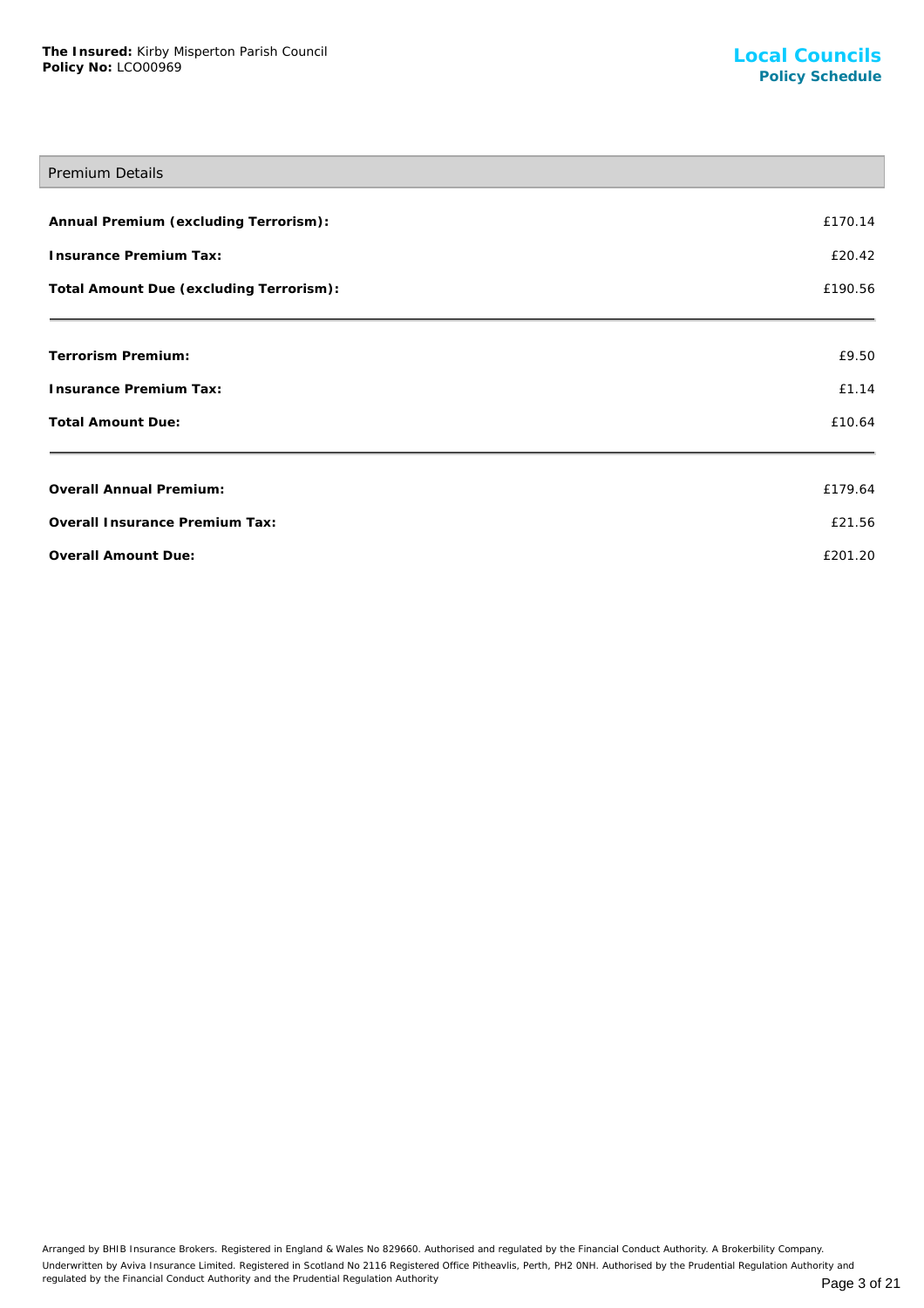**The Insured:** Kirby Misperton Parish Council
**Policy No:** LCO00969

## Local Councils
### Policy Schedule

## Premium Details

| | |
|---|---|
| **Annual Premium (excluding Terrorism):** | £170.14 |
| **Insurance Premium Tax:** | £20.42 |
| **Total Amount Due (excluding Terrorism):** | £190.56 |

| | |
|---|---|
| **Terrorism Premium:** | £9.50 |
| **Insurance Premium Tax:** | £1.14 |
| **Total Amount Due:** | £10.64 |

| | |
|---|---|
| **Overall Annual Premium:** | £179.64 |
| **Overall Insurance Premium Tax:** | £21.56 |
| **Overall Amount Due:** | £201.20 |

Arranged by BHIB Insurance Brokers. Registered in England & Wales No 829660. Authorised and regulated by the Financial Conduct Authority. A Brokerbility Company.
Underwritten by Aviva Insurance Limited. Registered in Scotland No 2116 Registered Office Pitheavlis, Perth, PH2 0NH. Authorised by the Prudential Regulation Authority and regulated by the Financial Conduct Authority and the Prudential Regulation Authority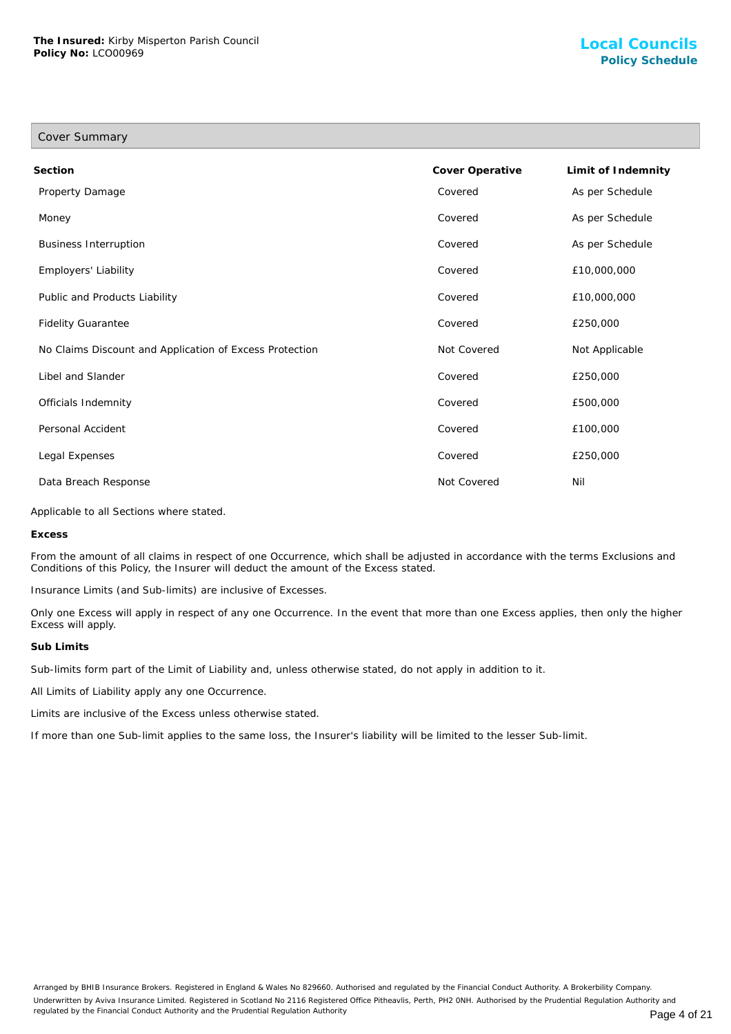## Cover Summary

| Section | Cover Operative | Limit of Indemnity |
|---|---|---|
| Property Damage | Covered | As per Schedule |
| Money | Covered | As per Schedule |
| Business Interruption | Covered | As per Schedule |
| Employers' Liability | Covered | £10,000,000 |
| Public and Products Liability | Covered | £10,000,000 |
| Fidelity Guarantee | Covered | £250,000 |
| No Claims Discount and Application of Excess Protection | Not Covered | Not Applicable |
| Libel and Slander | Covered | £250,000 |
| Officials Indemnity | Covered | £500,000 |
| Personal Accident | Covered | £100,000 |
| Legal Expenses | Covered | £250,000 |
| Data Breach Response | Not Covered | Nil |

Applicable to all Sections where stated.

**Excess**

From the amount of all claims in respect of one Occurrence, which shall be adjusted in accordance with the terms Exclusions and Conditions of this Policy, the Insurer will deduct the amount of the Excess stated.

Insurance Limits (and Sub-limits) are inclusive of Excesses.

Only one Excess will apply in respect of any one Occurrence. In the event that more than one Excess applies, then only the higher Excess will apply.

**Sub Limits**

Sub-limits form part of the Limit of Liability and, unless otherwise stated, do not apply in addition to it.

All Limits of Liability apply any one Occurrence.

Limits are inclusive of the Excess unless otherwise stated.

If more than one Sub-limit applies to the same loss, the Insurer's liability will be limited to the lesser Sub-limit.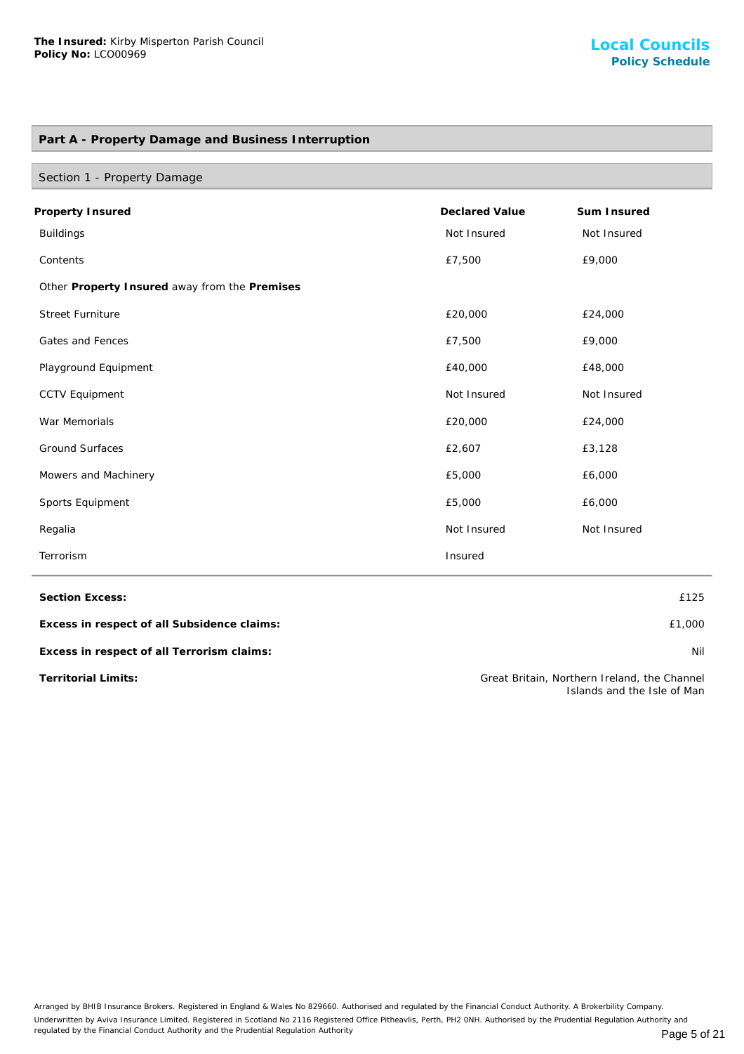## Part A - Property Damage and Business Interruption

### Section 1 - Property Damage

| **Property Insured** | **Declared Value** | **Sum Insured** |
|---|---|---|
| Buildings | Not Insured | Not Insured |
| Contents | £7,500 | £9,000 |
| Other **Property Insured** away from the **Premises** | | |
| Street Furniture | £20,000 | £24,000 |
| Gates and Fences | £7,500 | £9,000 |
| Playground Equipment | £40,000 | £48,000 |
| CCTV Equipment | Not Insured | Not Insured |
| War Memorials | £20,000 | £24,000 |
| Ground Surfaces | £2,607 | £3,128 |
| Mowers and Machinery | £5,000 | £6,000 |
| Sports Equipment | £5,000 | £6,000 |
| Regalia | Not Insured | Not Insured |
| Terrorism | Insured | |

| | |
|---|---|
| **Section Excess:** | £125 |
| **Excess in respect of all Subsidence claims:** | £1,000 |
| **Excess in respect of all Terrorism claims:** | Nil |
| **Territorial Limits:** | Great Britain, Northern Ireland, the Channel Islands and the Isle of Man |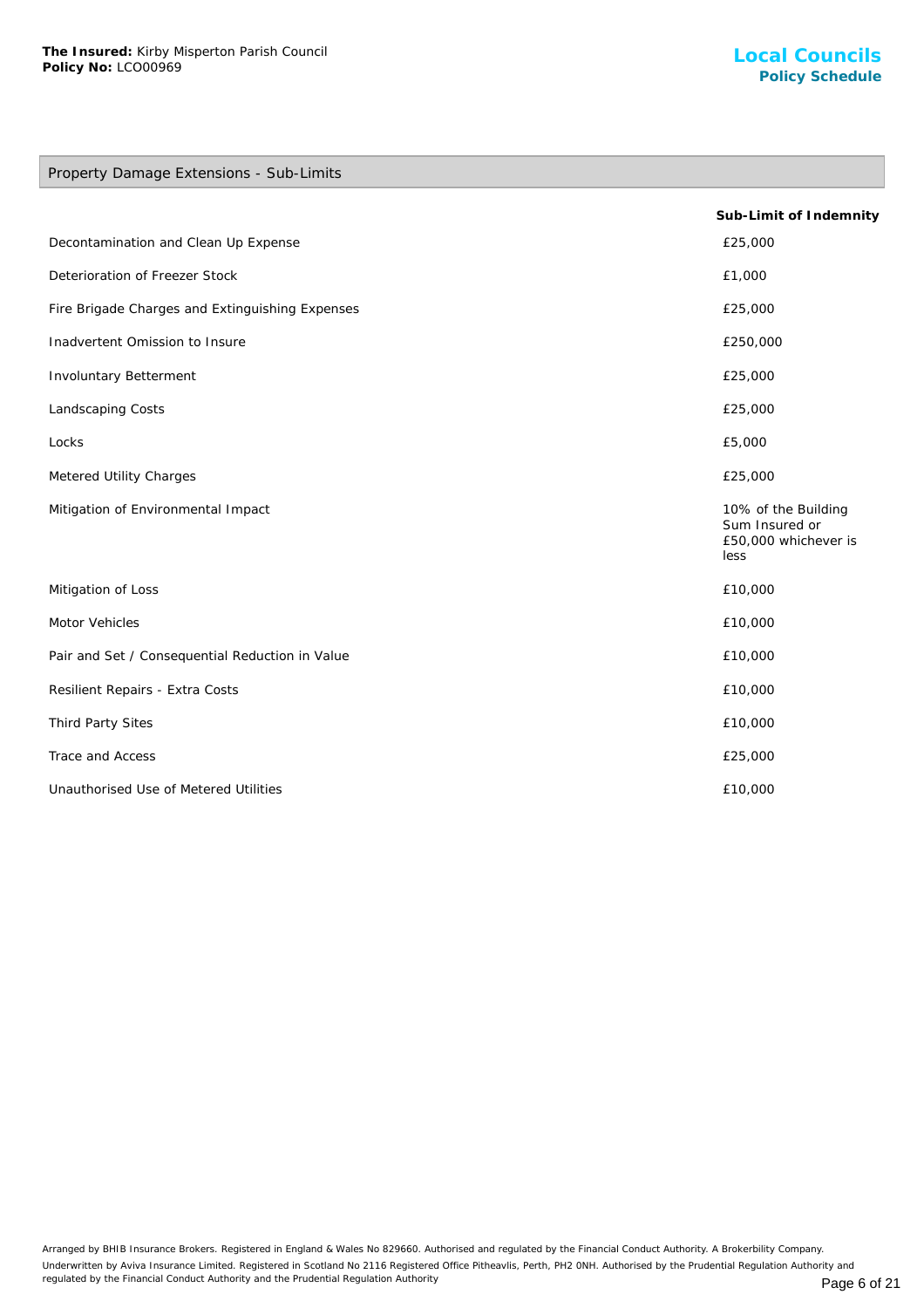## Property Damage Extensions - Sub-Limits

| | Sub-Limit of Indemnity |
|---|---|
| Decontamination and Clean Up Expense | £25,000 |
| Deterioration of Freezer Stock | £1,000 |
| Fire Brigade Charges and Extinguishing Expenses | £25,000 |
| Inadvertent Omission to Insure | £250,000 |
| Involuntary Betterment | £25,000 |
| Landscaping Costs | £25,000 |
| Locks | £5,000 |
| Metered Utility Charges | £25,000 |
| Mitigation of Environmental Impact | 10% of the Building Sum Insured or £50,000 whichever is less |
| Mitigation of Loss | £10,000 |
| Motor Vehicles | £10,000 |
| Pair and Set / Consequential Reduction in Value | £10,000 |
| Resilient Repairs - Extra Costs | £10,000 |
| Third Party Sites | £10,000 |
| Trace and Access | £25,000 |
| Unauthorised Use of Metered Utilities | £10,000 |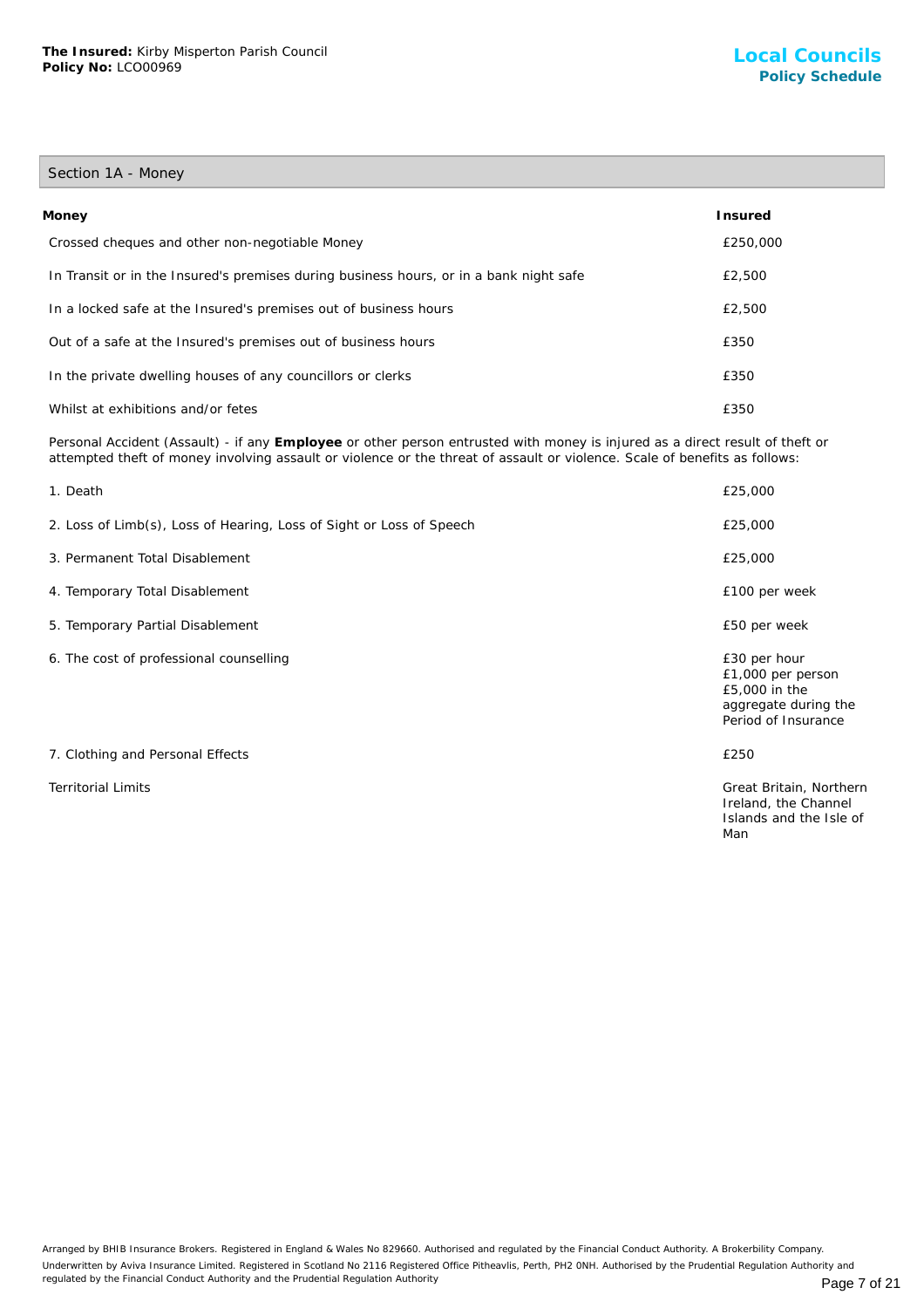**The Insured:** Kirby Misperton Parish Council
**Policy No:** LCO00969

# Local Councils
## Policy Schedule

### Section 1A - Money

| **Money** | **Insured** |
|---|---|
| Crossed cheques and other non-negotiable Money | £250,000 |
| In Transit or in the Insured's premises during business hours, or in a bank night safe | £2,500 |
| In a locked safe at the Insured's premises out of business hours | £2,500 |
| Out of a safe at the Insured's premises out of business hours | £350 |
| In the private dwelling houses of any councillors or clerks | £350 |
| Whilst at exhibitions and/or fetes | £350 |

Personal Accident (Assault) - if any **Employee** or other person entrusted with money is injured as a direct result of theft or attempted theft of money involving assault or violence or the threat of assault or violence. Scale of benefits as follows:

| | |
|---|---|
| 1. Death | £25,000 |
| 2. Loss of Limb(s), Loss of Hearing, Loss of Sight or Loss of Speech | £25,000 |
| 3. Permanent Total Disablement | £25,000 |
| 4. Temporary Total Disablement | £100 per week |
| 5. Temporary Partial Disablement | £50 per week |
| 6. The cost of professional counselling | £30 per hour<br>£1,000 per person<br>£5,000 in the aggregate during the Period of Insurance |
| 7. Clothing and Personal Effects | £250 |
| Territorial Limits | Great Britain, Northern Ireland, the Channel Islands and the Isle of Man |

Arranged by BHIB Insurance Brokers. Registered in England & Wales No 829660. Authorised and regulated by the Financial Conduct Authority. A Brokerbility Company.
Underwritten by Aviva Insurance Limited. Registered in Scotland No 2116 Registered Office Pitheavlis, Perth, PH2 0NH. Authorised by the Prudential Regulation Authority and regulated by the Financial Conduct Authority and the Prudential Regulation Authority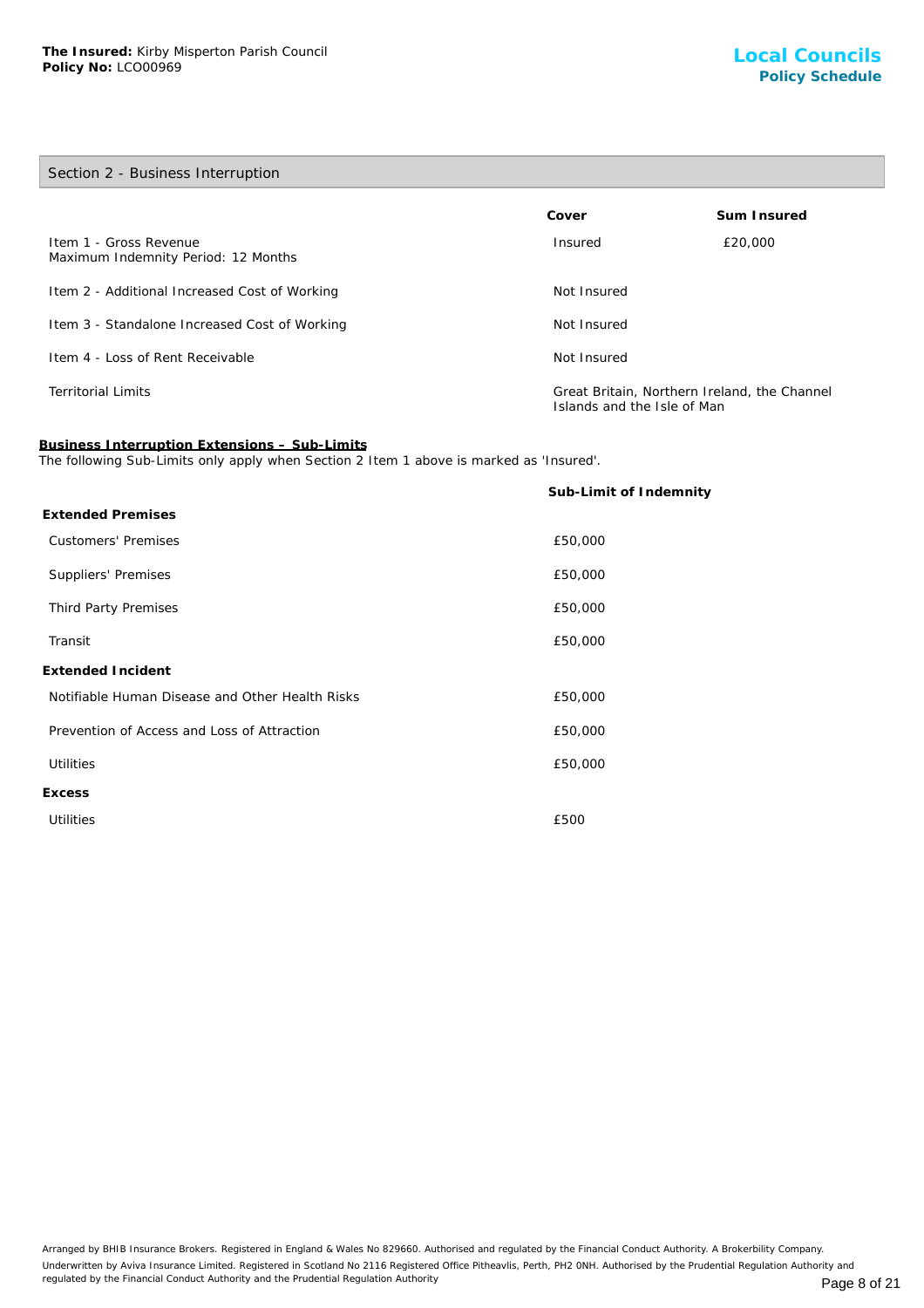**The Insured:** Kirby Misperton Parish Council
**Policy No:** LCO00969

## Local Councils
### Policy Schedule

### Section 2 - Business Interruption

| | Cover | Sum Insured |
|---|---|---|
| Item 1 - Gross Revenue<br>Maximum Indemnity Period: 12 Months | Insured | £20,000 |
| Item 2 - Additional Increased Cost of Working | Not Insured | |
| Item 3 - Standalone Increased Cost of Working | Not Insured | |
| Item 4 - Loss of Rent Receivable | Not Insured | |
| Territorial Limits | Great Britain, Northern Ireland, the Channel Islands and the Isle of Man | |

**Business Interruption Extensions – Sub-Limits**
The following Sub-Limits only apply when Section 2 Item 1 above is marked as 'Insured'.

| | Sub-Limit of Indemnity |
|---|---|
| **Extended Premises** | |
| Customers' Premises | £50,000 |
| Suppliers' Premises | £50,000 |
| Third Party Premises | £50,000 |
| Transit | £50,000 |
| **Extended Incident** | |
| Notifiable Human Disease and Other Health Risks | £50,000 |
| Prevention of Access and Loss of Attraction | £50,000 |
| Utilities | £50,000 |
| **Excess** | |
| Utilities | £500 |

Arranged by BHIB Insurance Brokers. Registered in England & Wales No 829660. Authorised and regulated by the Financial Conduct Authority. A Brokerbility Company.
Underwritten by Aviva Insurance Limited. Registered in Scotland No 2116 Registered Office Pitheavlis, Perth, PH2 0NH. Authorised by the Prudential Regulation Authority and regulated by the Financial Conduct Authority and the Prudential Regulation Authority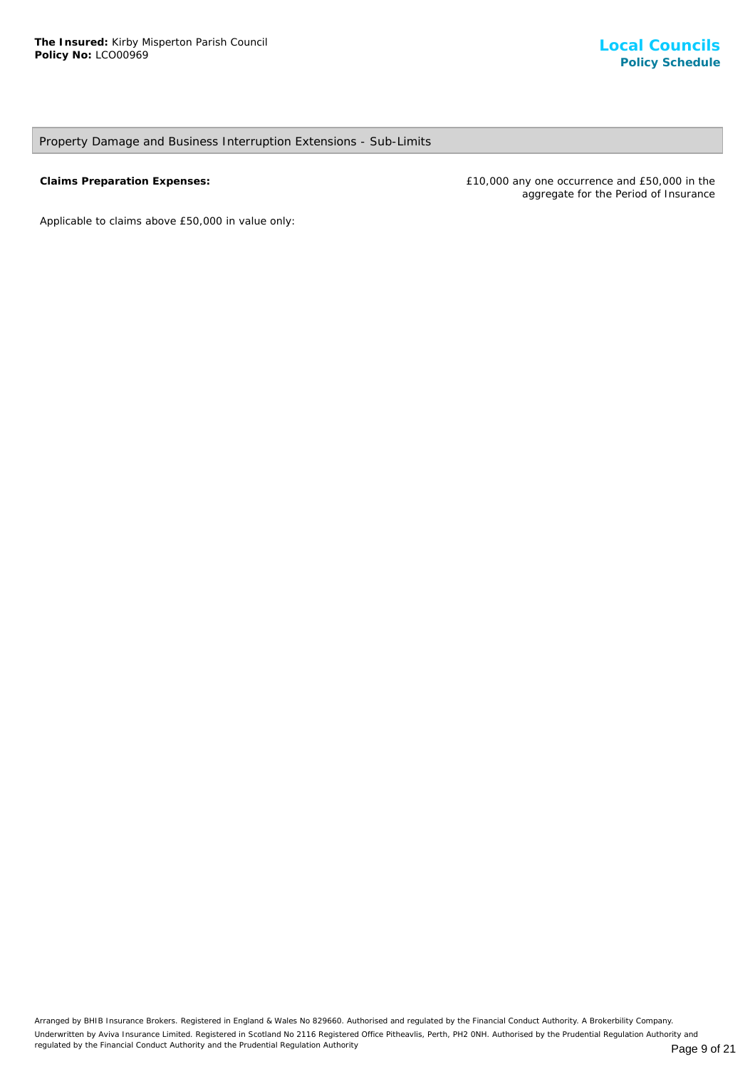## Property Damage and Business Interruption Extensions - Sub-Limits

| | |
|---|---|
| **Claims Preparation Expenses:** | £10,000 any one occurrence and £50,000 in the aggregate for the Period of Insurance |

Applicable to claims above £50,000 in value only: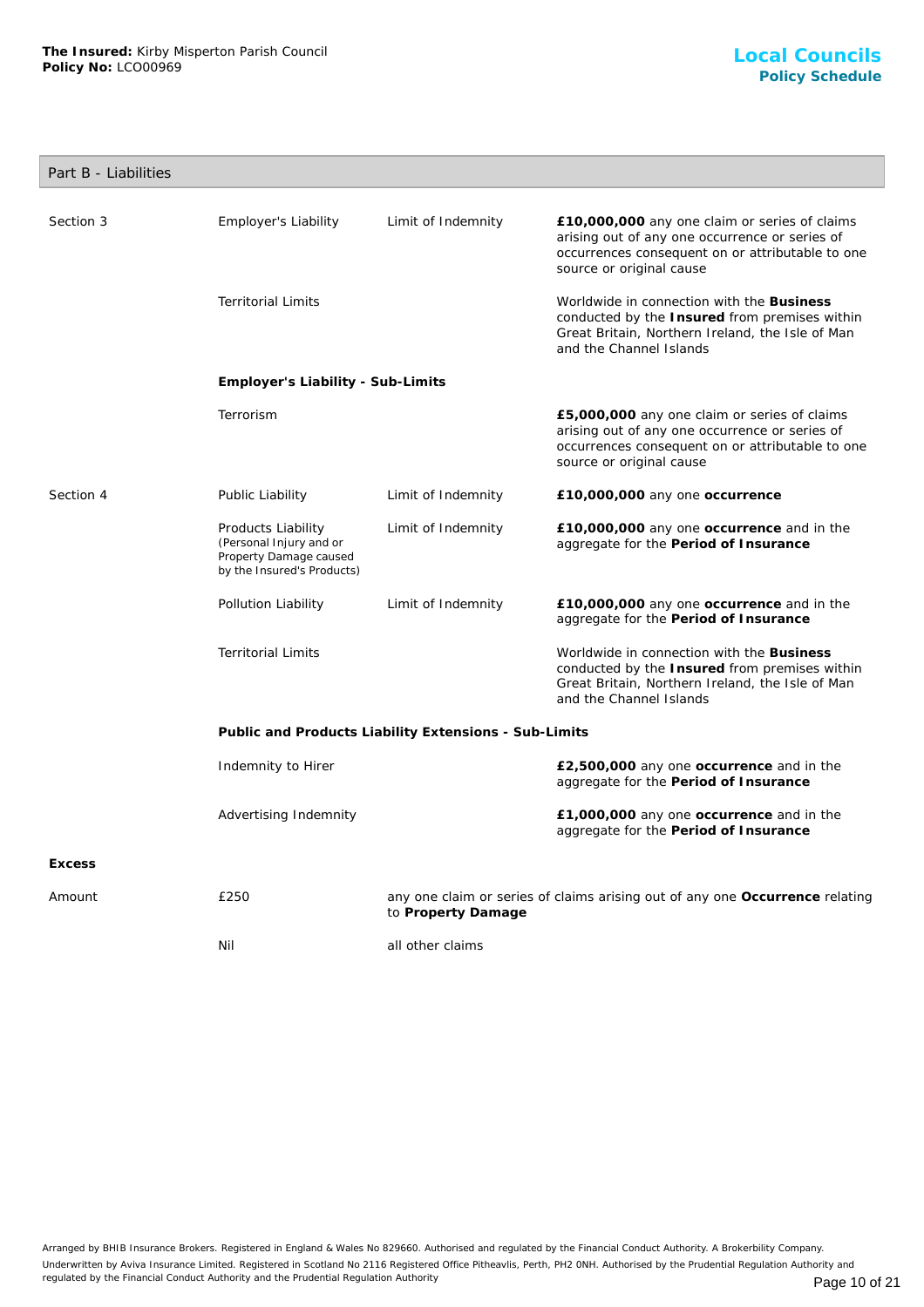**The Insured:** Kirby Misperton Parish Council
**Policy No:** LCO00969

## Local Councils
### Policy Schedule

## Part B - Liabilities

| | | | |
|---|---|---|---|
| Section 3 | Employer's Liability | Limit of Indemnity | **£10,000,000** any one claim or series of claims arising out of any one occurrence or series of occurrences consequent on or attributable to one source or original cause |
| | Territorial Limits | | Worldwide in connection with the **Business** conducted by the **Insured** from premises within Great Britain, Northern Ireland, the Isle of Man and the Channel Islands |
| | **Employer's Liability - Sub-Limits** | | |
| | Terrorism | | **£5,000,000** any one claim or series of claims arising out of any one occurrence or series of occurrences consequent on or attributable to one source or original cause |
| Section 4 | Public Liability | Limit of Indemnity | **£10,000,000** any one **occurrence** |
| | Products Liability (Personal Injury and or Property Damage caused by the Insured's Products) | Limit of Indemnity | **£10,000,000** any one **occurrence** and in the aggregate for the **Period of Insurance** |
| | Pollution Liability | Limit of Indemnity | **£10,000,000** any one **occurrence** and in the aggregate for the **Period of Insurance** |
| | Territorial Limits | | Worldwide in connection with the **Business** conducted by the **Insured** from premises within Great Britain, Northern Ireland, the Isle of Man and the Channel Islands |
| | **Public and Products Liability Extensions - Sub-Limits** | | |
| | Indemnity to Hirer | | **£2,500,000** any one **occurrence** and in the aggregate for the **Period of Insurance** |
| | Advertising Indemnity | | **£1,000,000** any one **occurrence** and in the aggregate for the **Period of Insurance** |

**Excess**

| | | |
|---|---|---|
| Amount | £250 | any one claim or series of claims arising out of any one **Occurrence** relating to **Property Damage** |
| | Nil | all other claims |

Arranged by BHIB Insurance Brokers. Registered in England & Wales No 829660. Authorised and regulated by the Financial Conduct Authority. A Brokerbility Company.
Underwritten by Aviva Insurance Limited. Registered in Scotland No 2116 Registered Office Pitheavlis, Perth, PH2 0NH. Authorised by the Prudential Regulation Authority and regulated by the Financial Conduct Authority and the Prudential Regulation Authority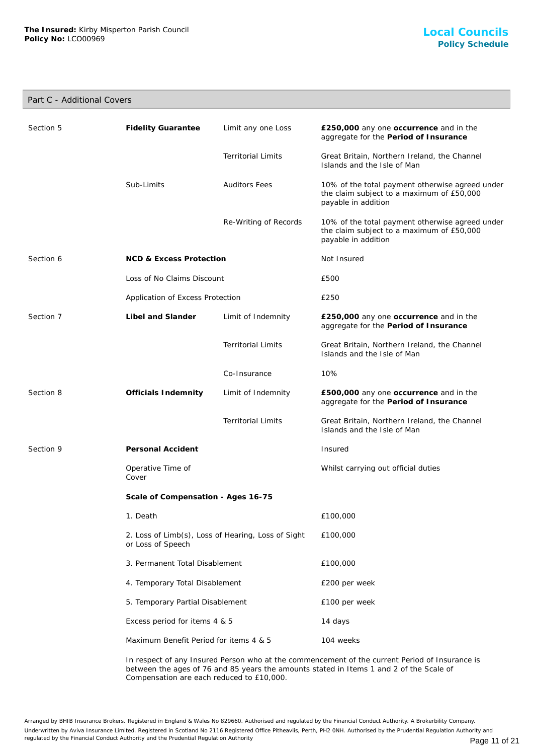**The Insured:** Kirby Misperton Parish Council
**Policy No:** LCO00969

## Local Councils
### Policy Schedule

## Part C - Additional Covers

| | | | |
|---|---|---|---|
| Section 5 | **Fidelity Guarantee** | Limit any one Loss | **£250,000** any one **occurrence** and in the aggregate for the **Period of Insurance** |
| | | Territorial Limits | Great Britain, Northern Ireland, the Channel Islands and the Isle of Man |
| | Sub-Limits | Auditors Fees | 10% of the total payment otherwise agreed under the claim subject to a maximum of £50,000 payable in addition |
| | | Re-Writing of Records | 10% of the total payment otherwise agreed under the claim subject to a maximum of £50,000 payable in addition |
| Section 6 | **NCD & Excess Protection** | | Not Insured |
| | Loss of No Claims Discount | | £500 |
| | Application of Excess Protection | | £250 |
| Section 7 | **Libel and Slander** | Limit of Indemnity | **£250,000** any one **occurrence** and in the aggregate for the **Period of Insurance** |
| | | Territorial Limits | Great Britain, Northern Ireland, the Channel Islands and the Isle of Man |
| | | Co-Insurance | 10% |
| Section 8 | **Officials Indemnity** | Limit of Indemnity | **£500,000** any one **occurrence** and in the aggregate for the **Period of Insurance** |
| | | Territorial Limits | Great Britain, Northern Ireland, the Channel Islands and the Isle of Man |
| Section 9 | **Personal Accident** | | Insured |
| | Operative Time of Cover | | Whilst carrying out official duties |
| | **Scale of Compensation - Ages 16-75** | | |
| | 1. Death | | £100,000 |
| | 2. Loss of Limb(s), Loss of Hearing, Loss of Sight or Loss of Speech | | £100,000 |
| | 3. Permanent Total Disablement | | £100,000 |
| | 4. Temporary Total Disablement | | £200 per week |
| | 5. Temporary Partial Disablement | | £100 per week |
| | Excess period for items 4 & 5 | | 14 days |
| | Maximum Benefit Period for items 4 & 5 | | 104 weeks |

In respect of any Insured Person who at the commencement of the current Period of Insurance is between the ages of 76 and 85 years the amounts stated in Items 1 and 2 of the Scale of Compensation are each reduced to £10,000.

Arranged by BHIB Insurance Brokers. Registered in England & Wales No 829660. Authorised and regulated by the Financial Conduct Authority. A Brokerbility Company.
Underwritten by Aviva Insurance Limited. Registered in Scotland No 2116 Registered Office Pitheavlis, Perth, PH2 0NH. Authorised by the Prudential Regulation Authority and regulated by the Financial Conduct Authority and the Prudential Regulation Authority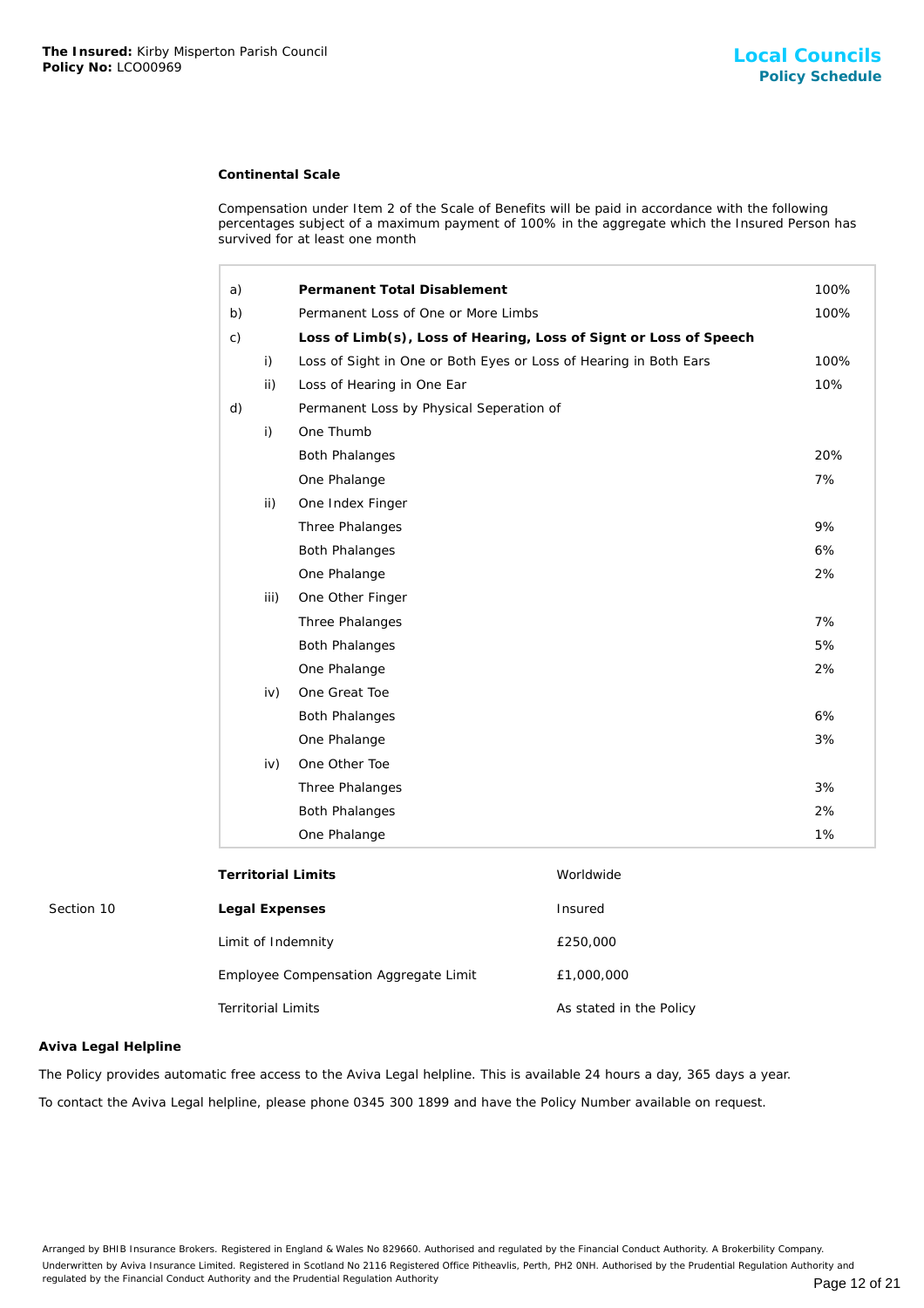**Continental Scale**

Compensation under Item 2 of the Scale of Benefits will be paid in accordance with the following percentages subject of a maximum payment of 100% in the aggregate which the Insured Person has survived for at least one month

| | | | |
|---|---|---|---|
| a) | | **Permanent Total Disablement** | 100% |
| b) | | Permanent Loss of One or More Limbs | 100% |
| c) | | **Loss of Limb(s), Loss of Hearing, Loss of Signt or Loss of Speech** | |
| | i) | Loss of Sight in One or Both Eyes or Loss of Hearing in Both Ears | 100% |
| | ii) | Loss of Hearing in One Ear | 10% |
| d) | | Permanent Loss by Physical Seperation of | |
| | i) | One Thumb | |
| | | Both Phalanges | 20% |
| | | One Phalange | 7% |
| | ii) | One Index Finger | |
| | | Three Phalanges | 9% |
| | | Both Phalanges | 6% |
| | | One Phalange | 2% |
| | iii) | One Other Finger | |
| | | Three Phalanges | 7% |
| | | Both Phalanges | 5% |
| | | One Phalange | 2% |
| | iv) | One Great Toe | |
| | | Both Phalanges | 6% |
| | | One Phalange | 3% |
| | iv) | One Other Toe | |
| | | Three Phalanges | 3% |
| | | Both Phalanges | 2% |
| | | One Phalange | 1% |

| | | |
|---|---|---|
| | **Territorial Limits** | Worldwide |
| Section 10 | **Legal Expenses** | Insured |
| | Limit of Indemnity | £250,000 |
| | Employee Compensation Aggregate Limit | £1,000,000 |
| | Territorial Limits | As stated in the Policy |

**Aviva Legal Helpline**

The Policy provides automatic free access to the Aviva Legal helpline. This is available 24 hours a day, 365 days a year.

To contact the Aviva Legal helpline, please phone 0345 300 1899 and have the Policy Number available on request.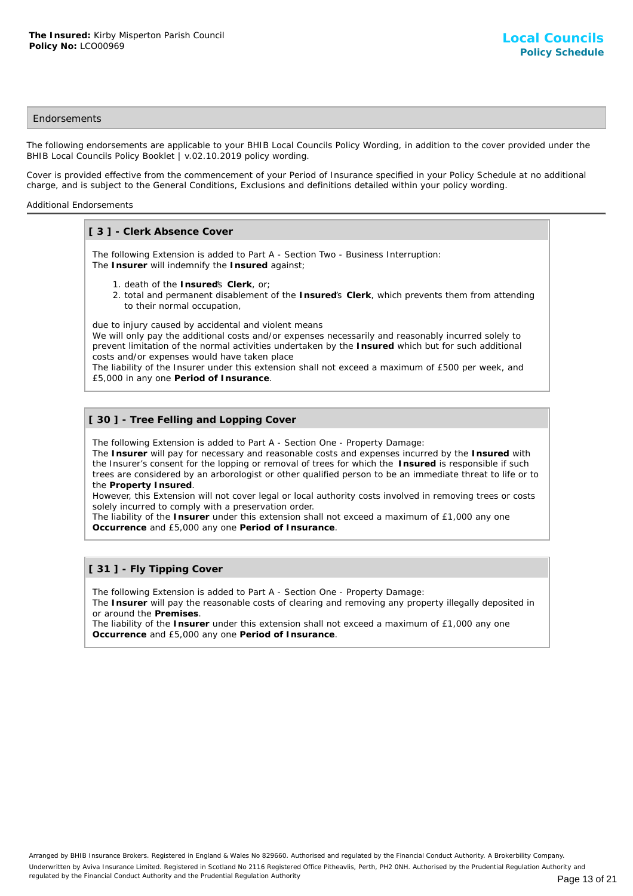**The Insured:** Kirby Misperton Parish Council
**Policy No:** LCO00969

# Local Councils
## Policy Schedule

## Endorsements

The following endorsements are applicable to your BHIB Local Councils Policy Wording, in addition to the cover provided under the BHIB Local Councils Policy Booklet | v.02.10.2019 policy wording.

Cover is provided effective from the commencement of your Period of Insurance specified in your Policy Schedule at no additional charge, and is subject to the General Conditions, Exclusions and definitions detailed within your policy wording.

Additional Endorsements

### [ 3 ] - Clerk Absence Cover

The following Extension is added to Part A - Section Two - Business Interruption:
The **Insurer** will indemnify the **Insured** against;

1. death of the **Insured**'s **Clerk**, or;
2. total and permanent disablement of the **Insured**'s **Clerk**, which prevents them from attending to their normal occupation,

due to injury caused by accidental and violent means
We will only pay the additional costs and/or expenses necessarily and reasonably incurred solely to prevent limitation of the normal activities undertaken by the **Insured** which but for such additional costs and/or expenses would have taken place
The liability of the Insurer under this extension shall not exceed a maximum of £500 per week, and £5,000 in any one **Period of Insurance**.

### [ 30 ] - Tree Felling and Lopping Cover

The following Extension is added to Part A - Section One - Property Damage:
The **Insurer** will pay for necessary and reasonable costs and expenses incurred by the **Insured** with the Insurer's consent for the lopping or removal of trees for which the **Insured** is responsible if such trees are considered by an arborologist or other qualified person to be an immediate threat to life or to the **Property Insured**.
However, this Extension will not cover legal or local authority costs involved in removing trees or costs solely incurred to comply with a preservation order.
The liability of the **Insurer** under this extension shall not exceed a maximum of £1,000 any one **Occurrence** and £5,000 any one **Period of Insurance**.

### [ 31 ] - Fly Tipping Cover

The following Extension is added to Part A - Section One - Property Damage:
The **Insurer** will pay the reasonable costs of clearing and removing any property illegally deposited in or around the **Premises**.
The liability of the **Insurer** under this extension shall not exceed a maximum of £1,000 any one **Occurrence** and £5,000 any one **Period of Insurance**.

Arranged by BHIB Insurance Brokers. Registered in England & Wales No 829660. Authorised and regulated by the Financial Conduct Authority. A Brokerbility Company.
Underwritten by Aviva Insurance Limited. Registered in Scotland No 2116 Registered Office Pitheavlis, Perth, PH2 0NH. Authorised by the Prudential Regulation Authority and regulated by the Financial Conduct Authority and the Prudential Regulation Authority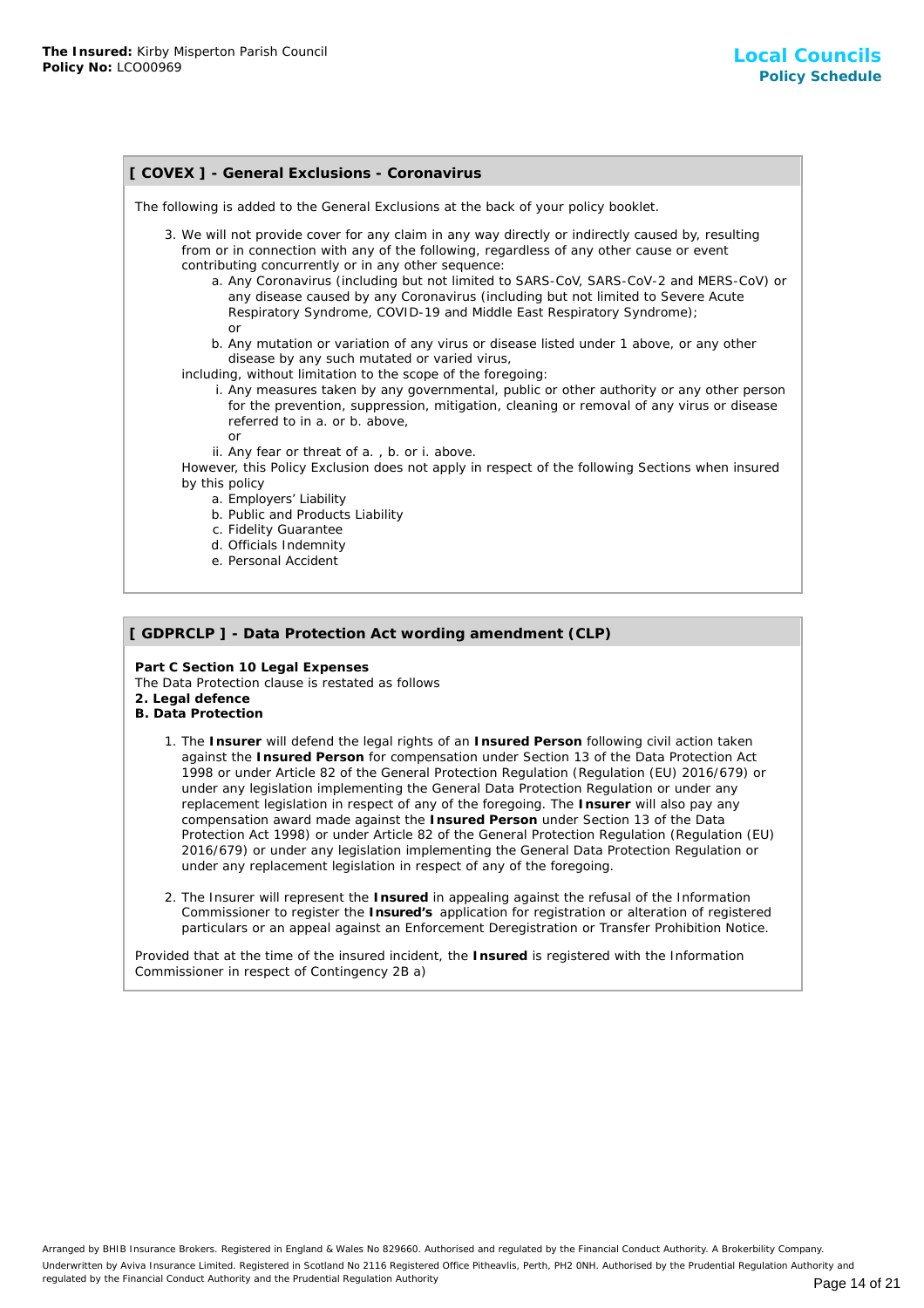## [ COVEX ] - General Exclusions - Coronavirus

The following is added to the General Exclusions at the back of your policy booklet.

3. We will not provide cover for any claim in any way directly or indirectly caused by, resulting from or in connection with any of the following, regardless of any other cause or event contributing concurrently or in any other sequence:
   a. Any Coronavirus (including but not limited to SARS-CoV, SARS-CoV-2 and MERS-CoV) or any disease caused by any Coronavirus (including but not limited to Severe Acute Respiratory Syndrome, COVID-19 and Middle East Respiratory Syndrome);
   or
   b. Any mutation or variation of any virus or disease listed under 1 above, or any other disease by any such mutated or varied virus,

   including, without limitation to the scope of the foregoing:
   i. Any measures taken by any governmental, public or other authority or any other person for the prevention, suppression, mitigation, cleaning or removal of any virus or disease referred to in a. or b. above,
   or
   ii. Any fear or threat of a. , b. or i. above.

   However, this Policy Exclusion does not apply in respect of the following Sections when insured by this policy
   a. Employers' Liability
   b. Public and Products Liability
   c. Fidelity Guarantee
   d. Officials Indemnity
   e. Personal Accident

## [ GDPRCLP ] - Data Protection Act wording amendment (CLP)

**Part C Section 10 Legal Expenses**
The Data Protection clause is restated as follows
**2. Legal defence**
**B. Data Protection**

1. The **Insurer** will defend the legal rights of an **Insured Person** following civil action taken against the **Insured Person** for compensation under Section 13 of the Data Protection Act 1998 or under Article 82 of the General Protection Regulation (Regulation (EU) 2016/679) or under any legislation implementing the General Data Protection Regulation or under any replacement legislation in respect of any of the foregoing. The **Insurer** will also pay any compensation award made against the **Insured Person** under Section 13 of the Data Protection Act 1998) or under Article 82 of the General Protection Regulation (Regulation (EU) 2016/679) or under any legislation implementing the General Data Protection Regulation or under any replacement legislation in respect of any of the foregoing.

2. The Insurer will represent the **Insured** in appealing against the refusal of the Information Commissioner to register the **Insured's** application for registration or alteration of registered particulars or an appeal against an Enforcement Deregistration or Transfer Prohibition Notice.

Provided that at the time of the insured incident, the **Insured** is registered with the Information Commissioner in respect of Contingency 2B a)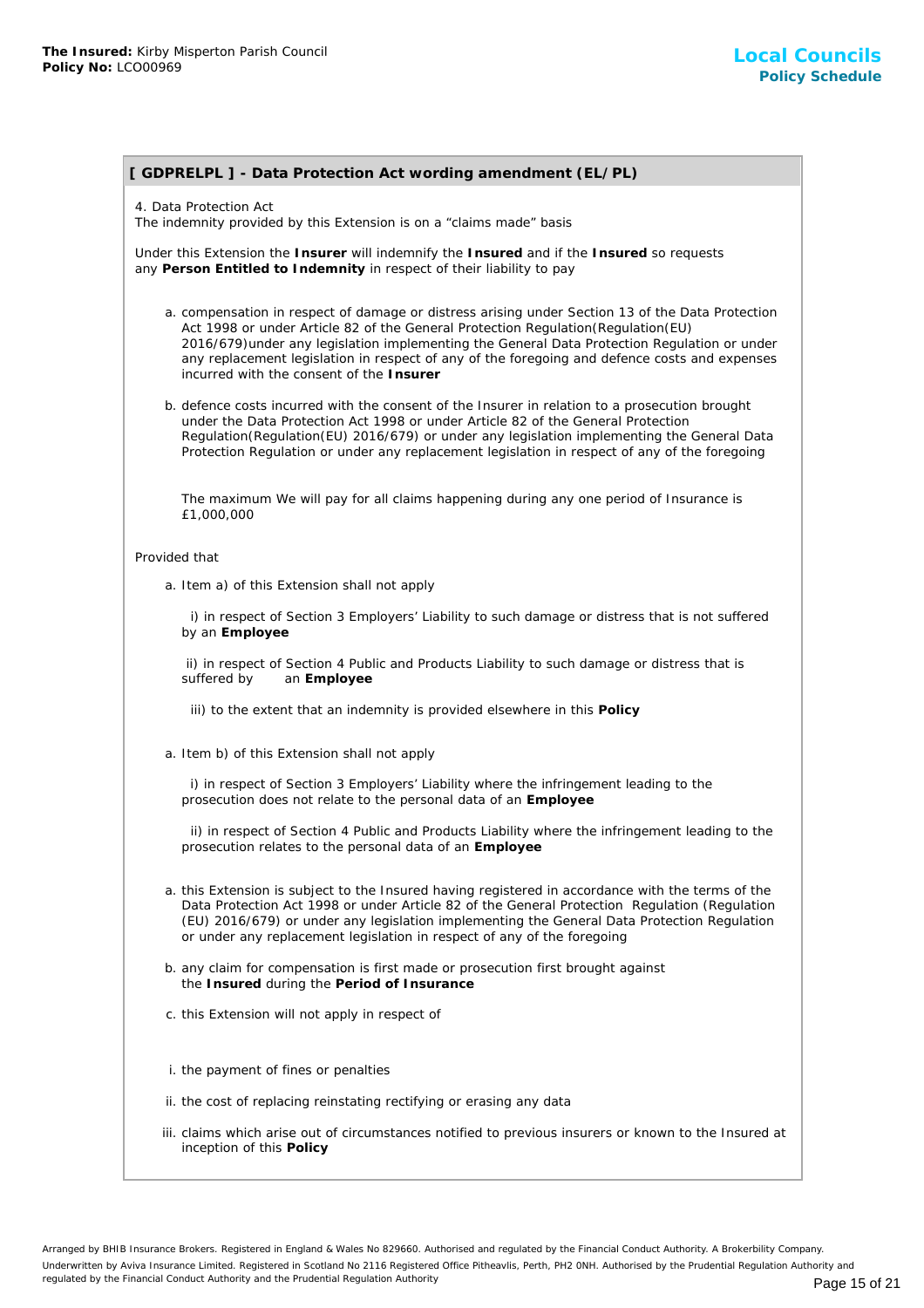## [ GDPRELPL ] - Data Protection Act wording amendment (EL/PL)

4. Data Protection Act
The indemnity provided by this Extension is on a “claims made” basis

Under this Extension the **Insurer** will indemnify the **Insured** and if the **Insured** so requests any **Person Entitled to Indemnity** in respect of their liability to pay

a. compensation in respect of damage or distress arising under Section 13 of the Data Protection Act 1998 or under Article 82 of the General Protection Regulation(Regulation(EU) 2016/679)under any legislation implementing the General Data Protection Regulation or under any replacement legislation in respect of any of the foregoing and defence costs and expenses incurred with the consent of the **Insurer**

b. defence costs incurred with the consent of the Insurer in relation to a prosecution brought under the Data Protection Act 1998 or under Article 82 of the General Protection Regulation(Regulation(EU) 2016/679) or under any legislation implementing the General Data Protection Regulation or under any replacement legislation in respect of any of the foregoing

The maximum We will pay for all claims happening during any one period of Insurance is £1,000,000

Provided that

a. Item a) of this Extension shall not apply

i) in respect of Section 3 Employers’ Liability to such damage or distress that is not suffered by an **Employee**

ii) in respect of Section 4 Public and Products Liability to such damage or distress that is suffered by an **Employee**

iii) to the extent that an indemnity is provided elsewhere in this **Policy**

a. Item b) of this Extension shall not apply

i) in respect of Section 3 Employers’ Liability where the infringement leading to the prosecution does not relate to the personal data of an **Employee**

ii) in respect of Section 4 Public and Products Liability where the infringement leading to the prosecution relates to the personal data of an **Employee**

a. this Extension is subject to the Insured having registered in accordance with the terms of the Data Protection Act 1998 or under Article 82 of the General Protection Regulation (Regulation (EU) 2016/679) or under any legislation implementing the General Data Protection Regulation or under any replacement legislation in respect of any of the foregoing

b. any claim for compensation is first made or prosecution first brought against the **Insured** during the **Period of Insurance**

c. this Extension will not apply in respect of

i. the payment of fines or penalties

ii. the cost of replacing reinstating rectifying or erasing any data

iii. claims which arise out of circumstances notified to previous insurers or known to the Insured at inception of this **Policy**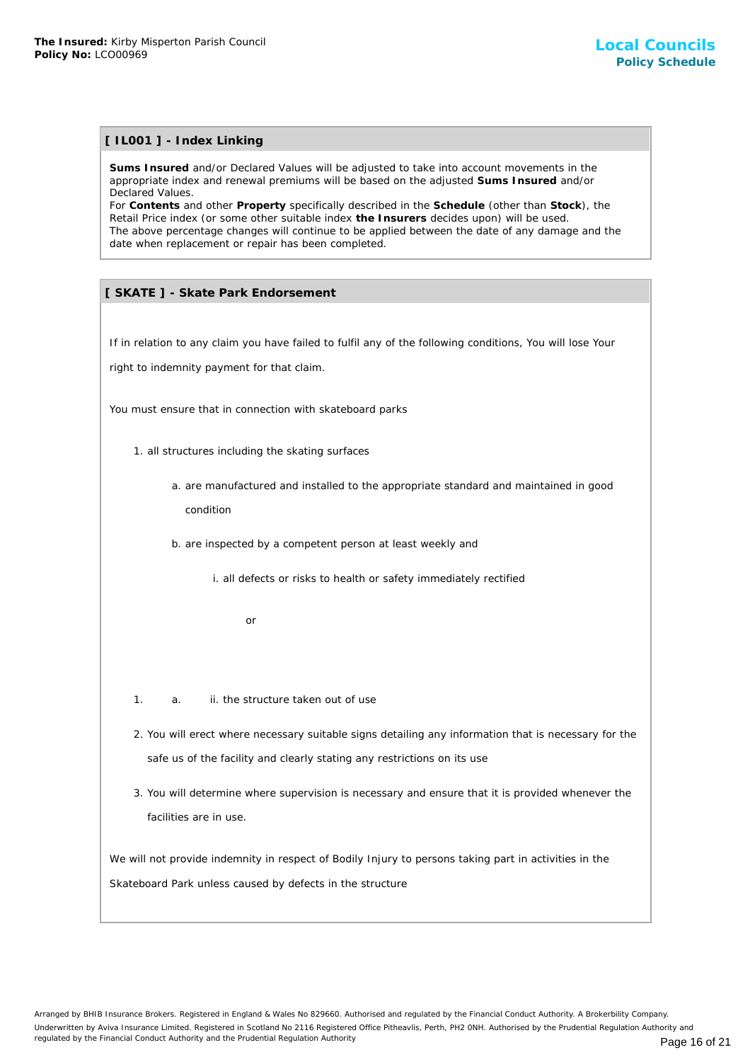## [ IL001 ] - Index Linking

**Sums Insured** and/or Declared Values will be adjusted to take into account movements in the appropriate index and renewal premiums will be based on the adjusted **Sums Insured** and/or Declared Values.

For **Contents** and other **Property** specifically described in the **Schedule** (other than **Stock**), the Retail Price index (or some other suitable index **the Insurers** decides upon) will be used.

The above percentage changes will continue to be applied between the date of any damage and the date when replacement or repair has been completed.

## [ SKATE ] - Skate Park Endorsement

If in relation to any claim you have failed to fulfil any of the following conditions, You will lose Your right to indemnity payment for that claim.

You must ensure that in connection with skateboard parks

1. all structures including the skating surfaces
   a. are manufactured and installed to the appropriate standard and maintained in good condition
   b. are inspected by a competent person at least weekly and
      i. all defects or risks to health or safety immediately rectified

         or

1. a. ii. the structure taken out of use
2. You will erect where necessary suitable signs detailing any information that is necessary for the safe us of the facility and clearly stating any restrictions on its use
3. You will determine where supervision is necessary and ensure that it is provided whenever the facilities are in use.

We will not provide indemnity in respect of Bodily Injury to persons taking part in activities in the Skateboard Park unless caused by defects in the structure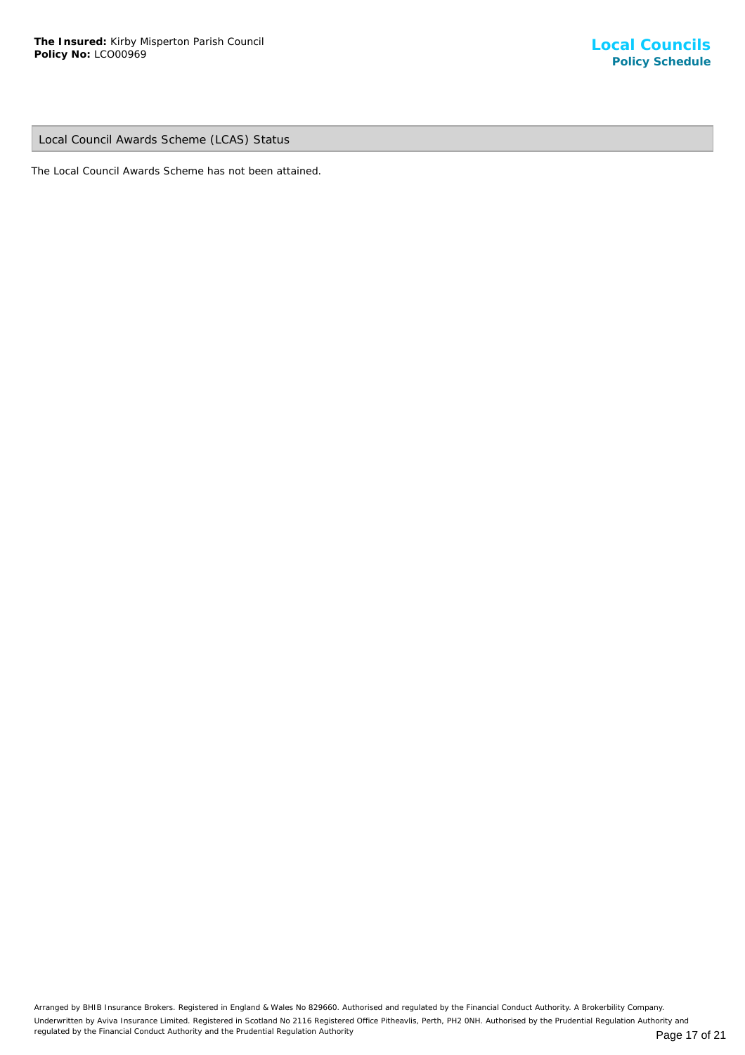## Local Council Awards Scheme (LCAS) Status

The Local Council Awards Scheme has not been attained.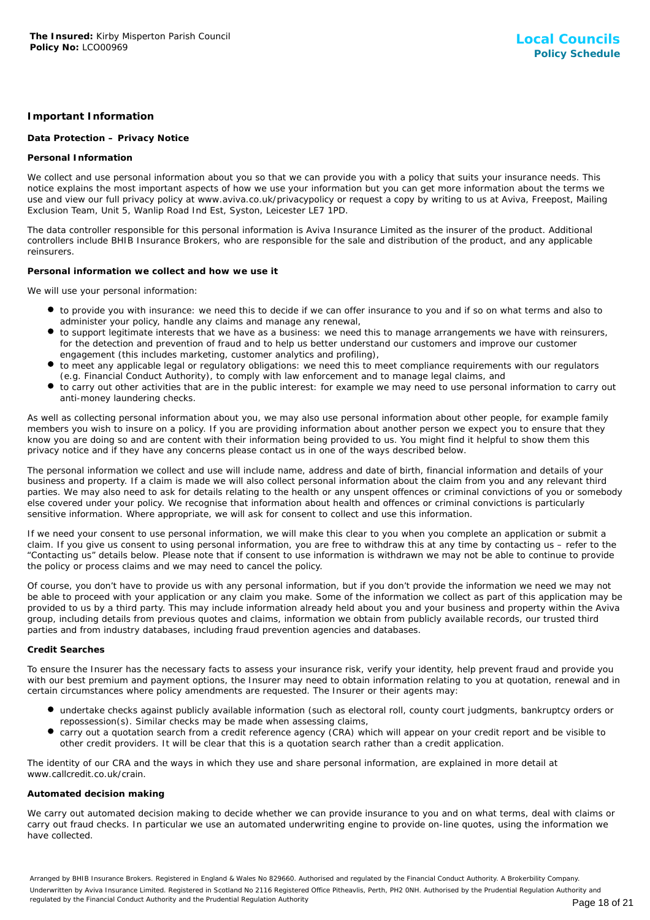## Important Information

### Data Protection – Privacy Notice

#### Personal Information

We collect and use personal information about you so that we can provide you with a policy that suits your insurance needs. This notice explains the most important aspects of how we use your information but you can get more information about the terms we use and view our full privacy policy at www.aviva.co.uk/privacypolicy or request a copy by writing to us at Aviva, Freepost, Mailing Exclusion Team, Unit 5, Wanlip Road Ind Est, Syston, Leicester LE7 1PD.

The data controller responsible for this personal information is Aviva Insurance Limited as the insurer of the product. Additional controllers include BHIB Insurance Brokers, who are responsible for the sale and distribution of the product, and any applicable reinsurers.

#### Personal information we collect and how we use it

We will use your personal information:

- to provide you with insurance: we need this to decide if we can offer insurance to you and if so on what terms and also to administer your policy, handle any claims and manage any renewal,
- to support legitimate interests that we have as a business: we need this to manage arrangements we have with reinsurers, for the detection and prevention of fraud and to help us better understand our customers and improve our customer engagement (this includes marketing, customer analytics and profiling),
- to meet any applicable legal or regulatory obligations: we need this to meet compliance requirements with our regulators (e.g. Financial Conduct Authority), to comply with law enforcement and to manage legal claims, and
- to carry out other activities that are in the public interest: for example we may need to use personal information to carry out anti-money laundering checks.

As well as collecting personal information about you, we may also use personal information about other people, for example family members you wish to insure on a policy. If you are providing information about another person we expect you to ensure that they know you are doing so and are content with their information being provided to us. You might find it helpful to show them this privacy notice and if they have any concerns please contact us in one of the ways described below.

The personal information we collect and use will include name, address and date of birth, financial information and details of your business and property. If a claim is made we will also collect personal information about the claim from you and any relevant third parties. We may also need to ask for details relating to the health or any unspent offences or criminal convictions of you or somebody else covered under your policy. We recognise that information about health and offences or criminal convictions is particularly sensitive information. Where appropriate, we will ask for consent to collect and use this information.

If we need your consent to use personal information, we will make this clear to you when you complete an application or submit a claim. If you give us consent to using personal information, you are free to withdraw this at any time by contacting us – refer to the "Contacting us" details below. Please note that if consent to use information is withdrawn we may not be able to continue to provide the policy or process claims and we may need to cancel the policy.

Of course, you don't have to provide us with any personal information, but if you don't provide the information we need we may not be able to proceed with your application or any claim you make. Some of the information we collect as part of this application may be provided to us by a third party. This may include information already held about you and your business and property within the Aviva group, including details from previous quotes and claims, information we obtain from publicly available records, our trusted third parties and from industry databases, including fraud prevention agencies and databases.

#### Credit Searches

To ensure the Insurer has the necessary facts to assess your insurance risk, verify your identity, help prevent fraud and provide you with our best premium and payment options, the Insurer may need to obtain information relating to you at quotation, renewal and in certain circumstances where policy amendments are requested. The Insurer or their agents may:

- undertake checks against publicly available information (such as electoral roll, county court judgments, bankruptcy orders or repossession(s). Similar checks may be made when assessing claims,
- carry out a quotation search from a credit reference agency (CRA) which will appear on your credit report and be visible to other credit providers. It will be clear that this is a quotation search rather than a credit application.

The identity of our CRA and the ways in which they use and share personal information, are explained in more detail at www.callcredit.co.uk/crain.

#### Automated decision making

We carry out automated decision making to decide whether we can provide insurance to you and on what terms, deal with claims or carry out fraud checks. In particular we use an automated underwriting engine to provide on-line quotes, using the information we have collected.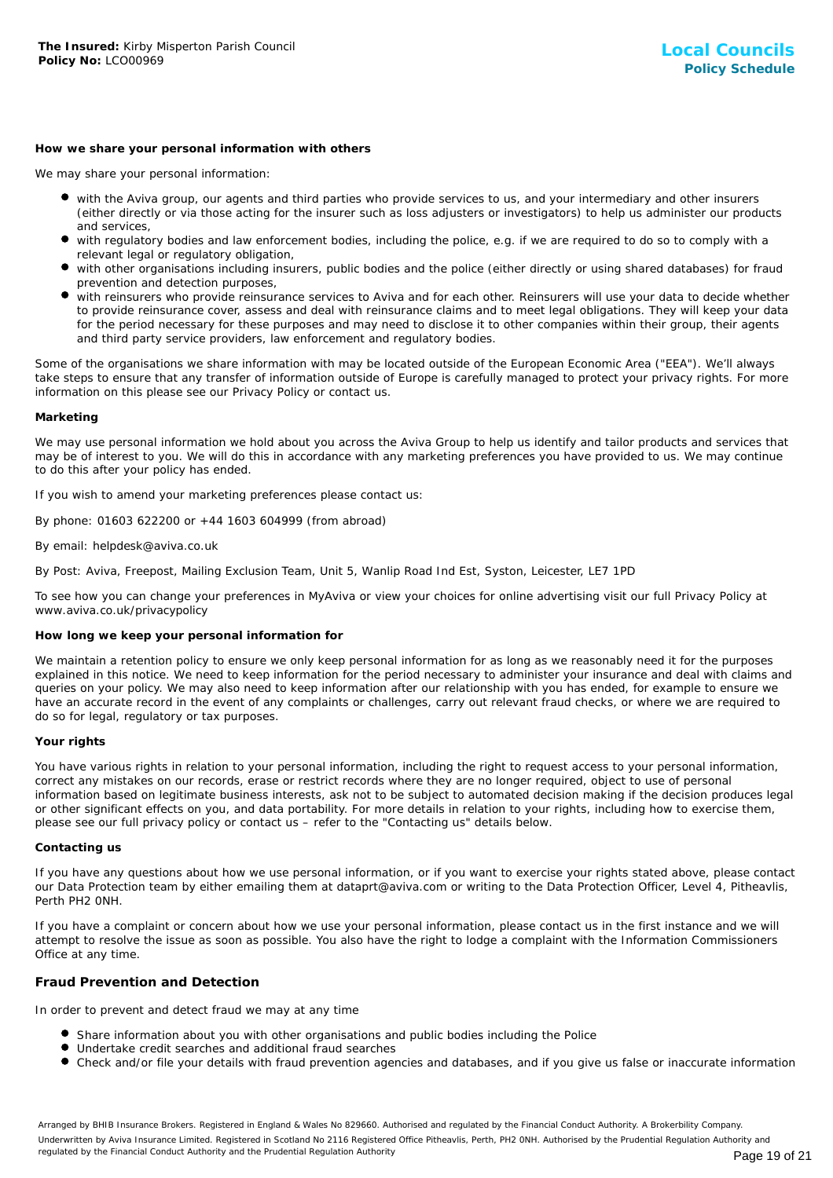#### How we share your personal information with others

We may share your personal information:

- with the Aviva group, our agents and third parties who provide services to us, and your intermediary and other insurers (either directly or via those acting for the insurer such as loss adjusters or investigators) to help us administer our products and services,
- with regulatory bodies and law enforcement bodies, including the police, e.g. if we are required to do so to comply with a relevant legal or regulatory obligation,
- with other organisations including insurers, public bodies and the police (either directly or using shared databases) for fraud prevention and detection purposes,
- with reinsurers who provide reinsurance services to Aviva and for each other. Reinsurers will use your data to decide whether to provide reinsurance cover, assess and deal with reinsurance claims and to meet legal obligations. They will keep your data for the period necessary for these purposes and may need to disclose it to other companies within their group, their agents and third party service providers, law enforcement and regulatory bodies.

Some of the organisations we share information with may be located outside of the European Economic Area ("EEA"). We'll always take steps to ensure that any transfer of information outside of Europe is carefully managed to protect your privacy rights. For more information on this please see our Privacy Policy or contact us.

#### Marketing

We may use personal information we hold about you across the Aviva Group to help us identify and tailor products and services that may be of interest to you. We will do this in accordance with any marketing preferences you have provided to us. We may continue to do this after your policy has ended.

If you wish to amend your marketing preferences please contact us:

By phone: 01603 622200 or +44 1603 604999 (from abroad)

By email: helpdesk@aviva.co.uk

By Post: Aviva, Freepost, Mailing Exclusion Team, Unit 5, Wanlip Road Ind Est, Syston, Leicester, LE7 1PD

To see how you can change your preferences in MyAviva or view your choices for online advertising visit our full Privacy Policy at www.aviva.co.uk/privacypolicy

#### How long we keep your personal information for

We maintain a retention policy to ensure we only keep personal information for as long as we reasonably need it for the purposes explained in this notice. We need to keep information for the period necessary to administer your insurance and deal with claims and queries on your policy. We may also need to keep information after our relationship with you has ended, for example to ensure we have an accurate record in the event of any complaints or challenges, carry out relevant fraud checks, or where we are required to do so for legal, regulatory or tax purposes.

#### Your rights

You have various rights in relation to your personal information, including the right to request access to your personal information, correct any mistakes on our records, erase or restrict records where they are no longer required, object to use of personal information based on legitimate business interests, ask not to be subject to automated decision making if the decision produces legal or other significant effects on you, and data portability. For more details in relation to your rights, including how to exercise them, please see our full privacy policy or contact us – refer to the "Contacting us" details below.

#### Contacting us

If you have any questions about how we use personal information, or if you want to exercise your rights stated above, please contact our Data Protection team by either emailing them at dataprt@aviva.com or writing to the Data Protection Officer, Level 4, Pitheavlis, Perth PH2 0NH.

If you have a complaint or concern about how we use your personal information, please contact us in the first instance and we will attempt to resolve the issue as soon as possible. You also have the right to lodge a complaint with the Information Commissioners Office at any time.

### Fraud Prevention and Detection

In order to prevent and detect fraud we may at any time

- Share information about you with other organisations and public bodies including the Police
- Undertake credit searches and additional fraud searches
- Check and/or file your details with fraud prevention agencies and databases, and if you give us false or inaccurate information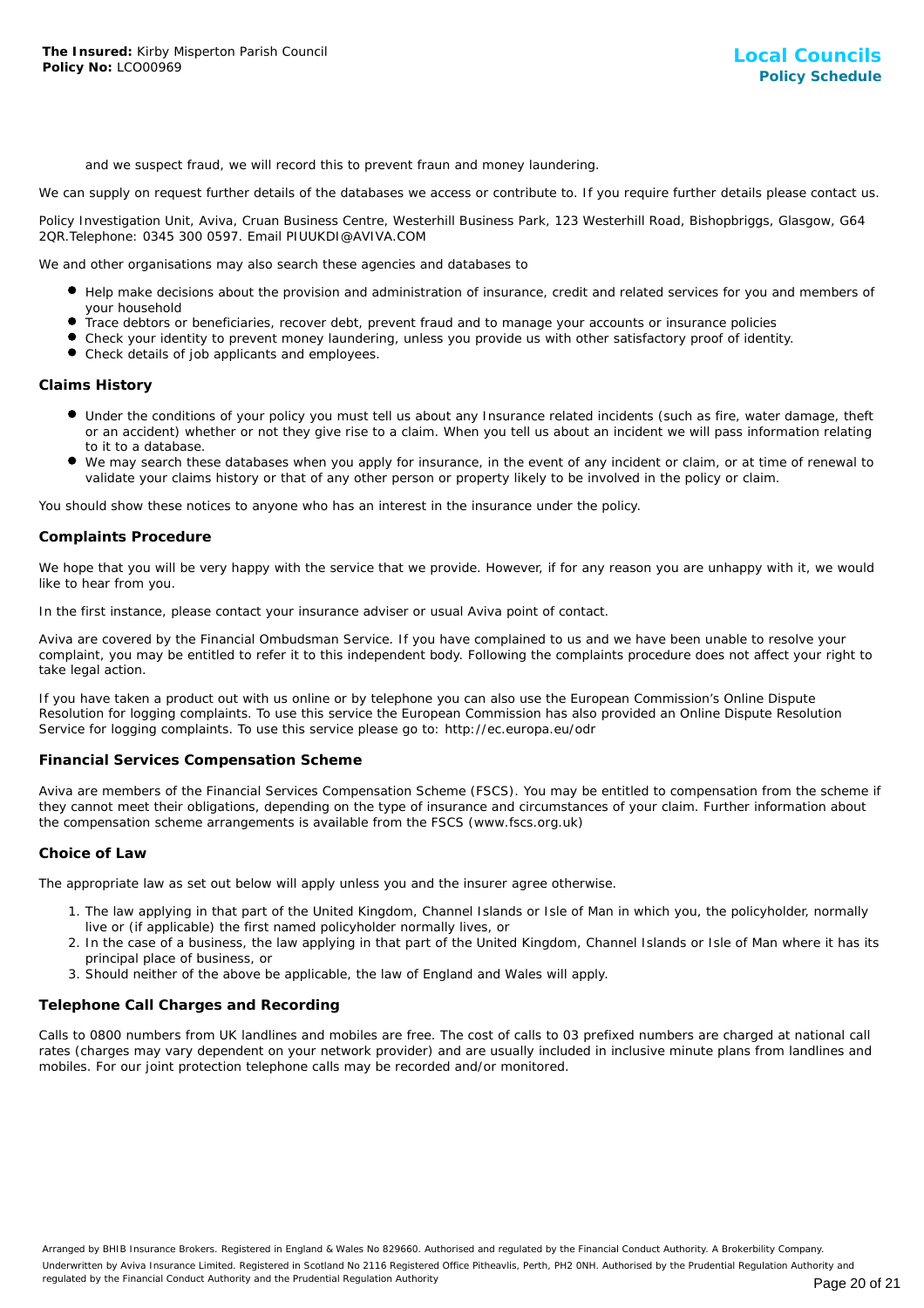and we suspect fraud, we will record this to prevent fraun and money laundering.

We can supply on request further details of the databases we access or contribute to. If you require further details please contact us.

Policy Investigation Unit, Aviva, Cruan Business Centre, Westerhill Business Park, 123 Westerhill Road, Bishopbriggs, Glasgow, G64 2QR.Telephone: 0345 300 0597. Email PIUUKDI@AVIVA.COM

We and other organisations may also search these agencies and databases to

- Help make decisions about the provision and administration of insurance, credit and related services for you and members of your household
- Trace debtors or beneficiaries, recover debt, prevent fraud and to manage your accounts or insurance policies
- Check your identity to prevent money laundering, unless you provide us with other satisfactory proof of identity.
- Check details of job applicants and employees.

## Claims History

- Under the conditions of your policy you must tell us about any Insurance related incidents (such as fire, water damage, theft or an accident) whether or not they give rise to a claim. When you tell us about an incident we will pass information relating to it to a database.
- We may search these databases when you apply for insurance, in the event of any incident or claim, or at time of renewal to validate your claims history or that of any other person or property likely to be involved in the policy or claim.

You should show these notices to anyone who has an interest in the insurance under the policy.

## Complaints Procedure

We hope that you will be very happy with the service that we provide. However, if for any reason you are unhappy with it, we would like to hear from you.

In the first instance, please contact your insurance adviser or usual Aviva point of contact.

Aviva are covered by the Financial Ombudsman Service. If you have complained to us and we have been unable to resolve your complaint, you may be entitled to refer it to this independent body. Following the complaints procedure does not affect your right to take legal action.

If you have taken a product out with us online or by telephone you can also use the European Commission's Online Dispute Resolution for logging complaints. To use this service the European Commission has also provided an Online Dispute Resolution Service for logging complaints. To use this service please go to: http://ec.europa.eu/odr

## Financial Services Compensation Scheme

Aviva are members of the Financial Services Compensation Scheme (FSCS). You may be entitled to compensation from the scheme if they cannot meet their obligations, depending on the type of insurance and circumstances of your claim. Further information about the compensation scheme arrangements is available from the FSCS (www.fscs.org.uk)

## Choice of Law

The appropriate law as set out below will apply unless you and the insurer agree otherwise.

1. The law applying in that part of the United Kingdom, Channel Islands or Isle of Man in which you, the policyholder, normally live or (if applicable) the first named policyholder normally lives, or
2. In the case of a business, the law applying in that part of the United Kingdom, Channel Islands or Isle of Man where it has its principal place of business, or
3. Should neither of the above be applicable, the law of England and Wales will apply.

## Telephone Call Charges and Recording

Calls to 0800 numbers from UK landlines and mobiles are free. The cost of calls to 03 prefixed numbers are charged at national call rates (charges may vary dependent on your network provider) and are usually included in inclusive minute plans from landlines and mobiles. For our joint protection telephone calls may be recorded and/or monitored.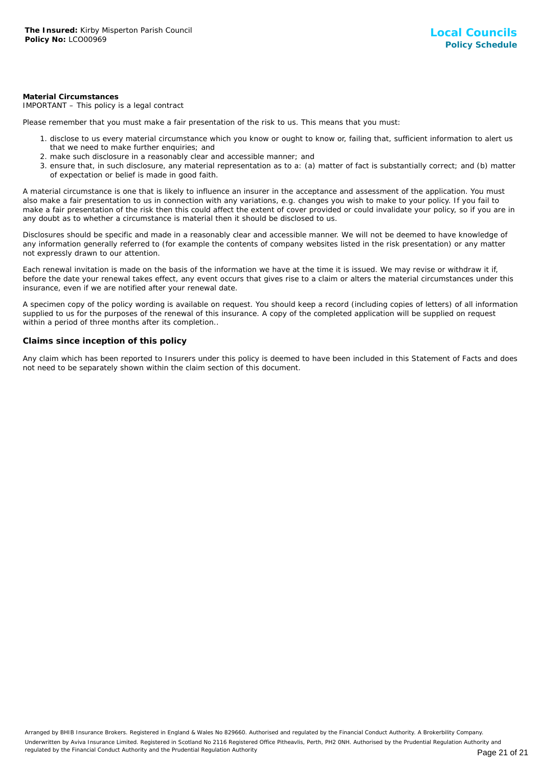**Material Circumstances**
IMPORTANT – This policy is a legal contract

Please remember that you must make a fair presentation of the risk to us. This means that you must:

1. disclose to us every material circumstance which you know or ought to know or, failing that, sufficient information to alert us that we need to make further enquiries; and
2. make such disclosure in a reasonably clear and accessible manner; and
3. ensure that, in such disclosure, any material representation as to a: (a) matter of fact is substantially correct; and (b) matter of expectation or belief is made in good faith.

A material circumstance is one that is likely to influence an insurer in the acceptance and assessment of the application. You must also make a fair presentation to us in connection with any variations, e.g. changes you wish to make to your policy. If you fail to make a fair presentation of the risk then this could affect the extent of cover provided or could invalidate your policy, so if you are in any doubt as to whether a circumstance is material then it should be disclosed to us.

Disclosures should be specific and made in a reasonably clear and accessible manner. We will not be deemed to have knowledge of any information generally referred to (for example the contents of company websites listed in the risk presentation) or any matter not expressly drawn to our attention.

Each renewal invitation is made on the basis of the information we have at the time it is issued. We may revise or withdraw it if, before the date your renewal takes effect, any event occurs that gives rise to a claim or alters the material circumstances under this insurance, even if we are notified after your renewal date.

A specimen copy of the policy wording is available on request. You should keep a record (including copies of letters) of all information supplied to us for the purposes of the renewal of this insurance. A copy of the completed application will be supplied on request within a period of three months after its completion..

## Claims since inception of this policy

Any claim which has been reported to Insurers under this policy is deemed to have been included in this Statement of Facts and does not need to be separately shown within the claim section of this document.